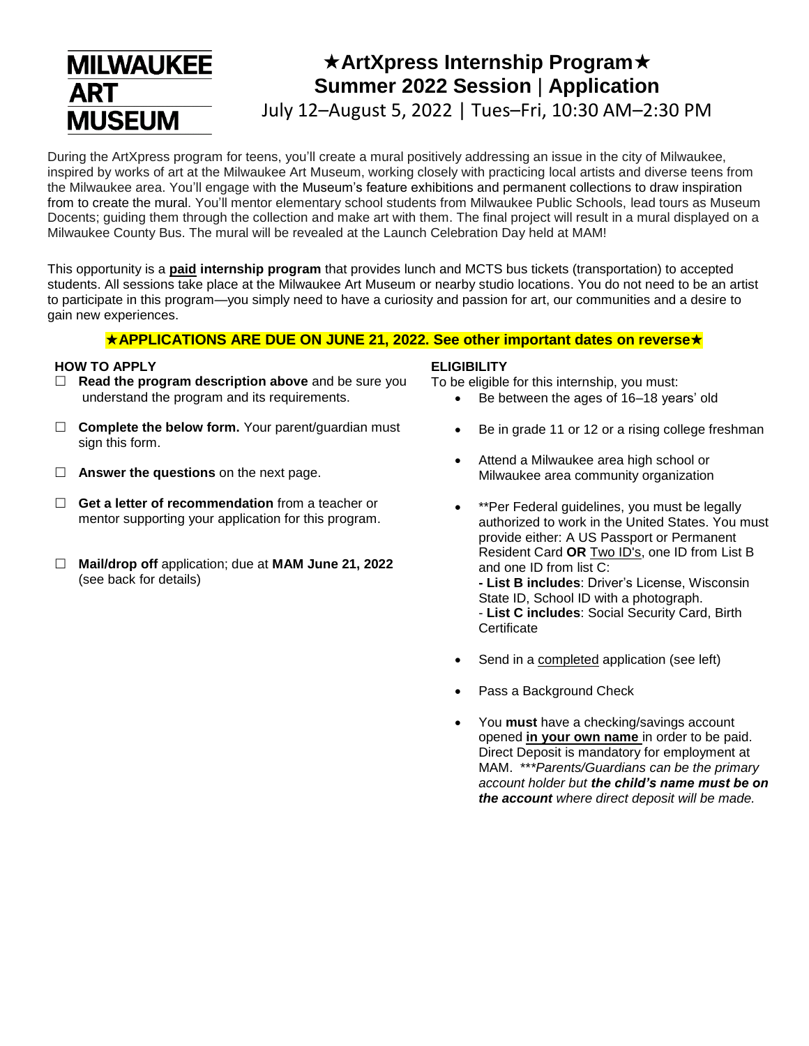**MILWAUKEE ART MUSEUM**

# ★ArtXpress Internship Program★
## Summer 2022 Session | Application

July 12–August 5, 2022 | Tues–Fri, 10:30 AM–2:30 PM

During the ArtXpress program for teens, you'll create a mural positively addressing an issue in the city of Milwaukee, inspired by works of art at the Milwaukee Art Museum, working closely with practicing local artists and diverse teens from the Milwaukee area. You'll engage with the Museum's feature exhibitions and permanent collections to draw inspiration from to create the mural. You'll mentor elementary school students from Milwaukee Public Schools, lead tours as Museum Docents; guiding them through the collection and make art with them. The final project will result in a mural displayed on a Milwaukee County Bus. The mural will be revealed at the Launch Celebration Day held at MAM!

This opportunity is a **paid internship program** that provides lunch and MCTS bus tickets (transportation) to accepted students. All sessions take place at the Milwaukee Art Museum or nearby studio locations. You do not need to be an artist to participate in this program—you simply need to have a curiosity and passion for art, our communities and a desire to gain new experiences.

**★APPLICATIONS ARE DUE ON JUNE 21, 2022. See other important dates on reverse★**

### HOW TO APPLY

- ☐ **Read the program description above** and be sure you understand the program and its requirements.
- ☐ **Complete the below form.** Your parent/guardian must sign this form.
- ☐ **Answer the questions** on the next page.
- ☐ **Get a letter of recommendation** from a teacher or mentor supporting your application for this program.
- ☐ **Mail/drop off** application; due at **MAM June 21, 2022** (see back for details)

### ELIGIBILITY

To be eligible for this internship, you must:

- Be between the ages of 16–18 years' old
- Be in grade 11 or 12 or a rising college freshman
- Attend a Milwaukee area high school or Milwaukee area community organization
- **Per Federal guidelines, you must be legally authorized to work in the United States. You must provide either: A US Passport or Permanent Resident Card **OR** Two ID's, one ID from List B and one ID from list C:
  **- List B includes**: Driver's License, Wisconsin State ID, School ID with a photograph.
  - **List C includes**: Social Security Card, Birth Certificate
- Send in a completed application (see left)
- Pass a Background Check
- You **must** have a checking/savings account opened **in your own name** in order to be paid. Direct Deposit is mandatory for employment at MAM. *\*\*\*Parents/Guardians can be the primary account holder but **the child's name must be on the account** where direct deposit will be made.*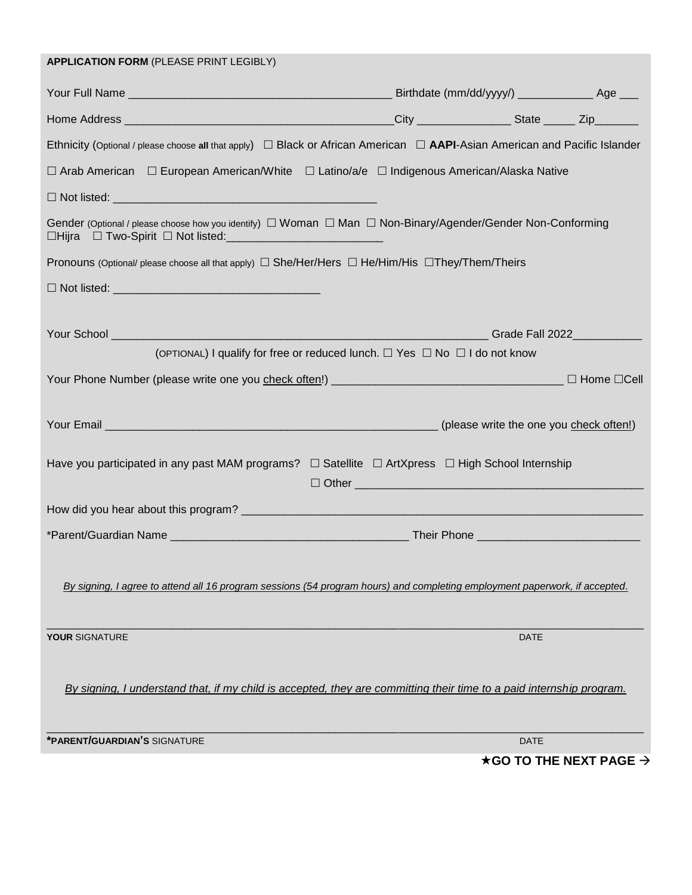**APPLICATION FORM** (PLEASE PRINT LEGIBLY)

Your Full Name __________________________________________ Birthdate (mm/dd/yyyy/) ____________ Age ___

Home Address ____________________________________________City _______________ State _____ Zip_______

Ethnicity (Optional / please choose **all** that apply) ☐ Black or African American ☐ **AAPI**-Asian American and Pacific Islander

☐ Arab American ☐ European American/White ☐ Latino/a/e ☐ Indigenous American/Alaska Native

☐ Not listed: __________________________________________

Gender (Optional / please choose how you identify) ☐ Woman ☐ Man ☐ Non-Binary/Agender/Gender Non-Conforming ☐Hijra ☐ Two-Spirit ☐ Not listed:_________________________

Pronouns (Optional/ please choose all that apply) ☐ She/Her/Hers ☐ He/Him/His ☐They/Them/Theirs

☐ Not listed: ________________________________

Your School ______________________________________________________________ Grade Fall 2022___________

(OPTIONAL) I qualify for free or reduced lunch. ☐ Yes ☐ No ☐ I do not know

Your Phone Number (please write one you <u>check often</u>!) ____________________________________ ☐ Home ☐Cell

Your Email ______________________________________________________ (please write the one you <u>check often</u>!)

Have you participated in any past MAM programs? ☐ Satellite ☐ ArtXpress ☐ High School Internship

☐ Other ______________________________________________

How did you hear about this program? _________________________________________________________________

*Parent/Guardian Name _____________________________________ Their Phone _________________________

*<u>By signing, I agree to attend all 16 program sessions (54 program hours) and completing employment paperwork, if accepted.</u>*

_____________________________________________________________________________________________

**YOUR** SIGNATURE DATE

*<u>By signing, I understand that, if my child is accepted, they are committing their time to a paid internship program.</u>*

_____________________________________________________________________________________________

***PARENT/GUARDIAN'S** SIGNATURE DATE

**★GO TO THE NEXT PAGE →**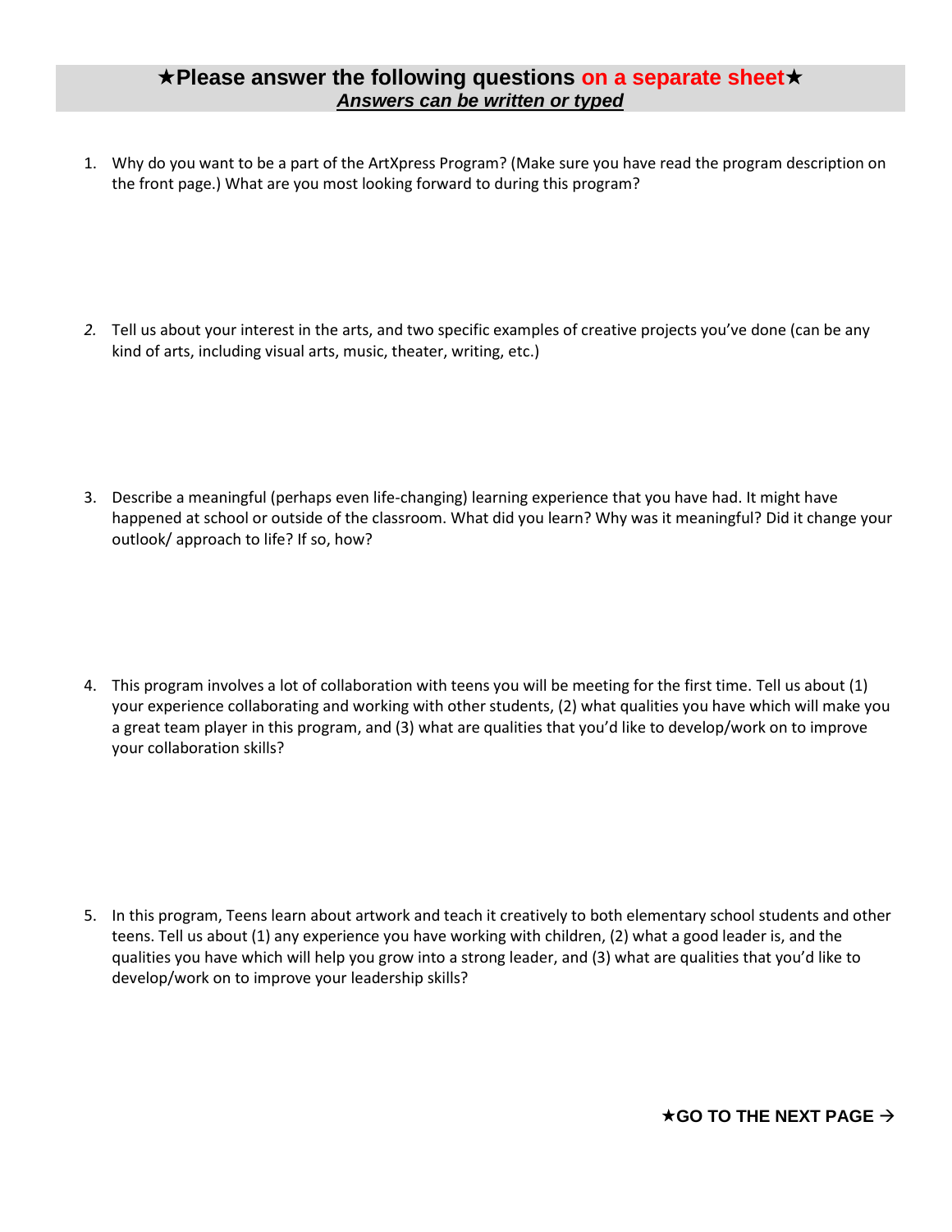**★Please answer the following questions on a separate sheet★**

***Answers can be written or typed***

1. Why do you want to be a part of the ArtXpress Program? (Make sure you have read the program description on the front page.) What are you most looking forward to during this program?

2. Tell us about your interest in the arts, and two specific examples of creative projects you've done (can be any kind of arts, including visual arts, music, theater, writing, etc.)

3. Describe a meaningful (perhaps even life-changing) learning experience that you have had. It might have happened at school or outside of the classroom. What did you learn? Why was it meaningful? Did it change your outlook/ approach to life? If so, how?

4. This program involves a lot of collaboration with teens you will be meeting for the first time. Tell us about (1) your experience collaborating and working with other students, (2) what qualities you have which will make you a great team player in this program, and (3) what are qualities that you'd like to develop/work on to improve your collaboration skills?

5. In this program, Teens learn about artwork and teach it creatively to both elementary school students and other teens. Tell us about (1) any experience you have working with children, (2) what a good leader is, and the qualities you have which will help you grow into a strong leader, and (3) what are qualities that you'd like to develop/work on to improve your leadership skills?

**★GO TO THE NEXT PAGE →**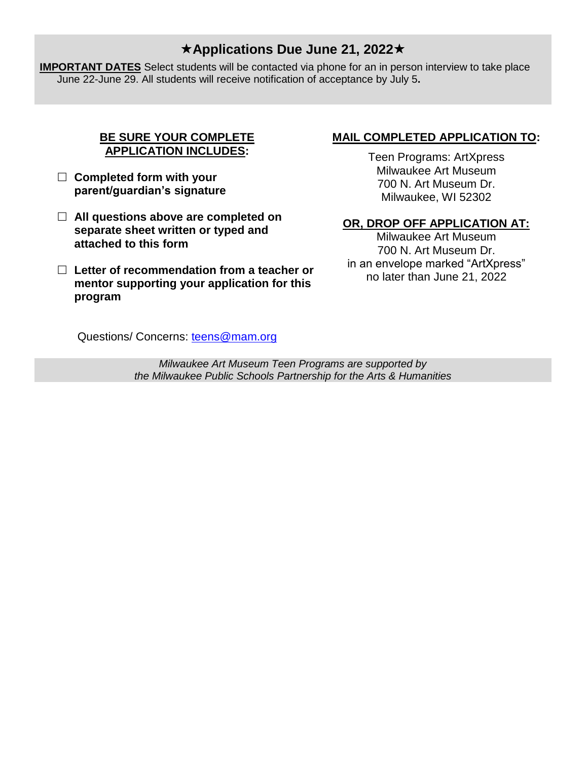## ★Applications Due June 21, 2022★

**IMPORTANT DATES** Select students will be contacted via phone for an in person interview to take place June 22-June 29. All students will receive notification of acceptance by July 5**.**

**BE SURE YOUR COMPLETE APPLICATION INCLUDES:**

- ☐ **Completed form with your parent/guardian's signature**
- ☐ **All questions above are completed on separate sheet written or typed and attached to this form**
- ☐ **Letter of recommendation from a teacher or mentor supporting your application for this program**

**MAIL COMPLETED APPLICATION TO:**

Teen Programs: ArtXpress
Milwaukee Art Museum
700 N. Art Museum Dr.
Milwaukee, WI 52302

**OR, DROP OFF APPLICATION AT:**

Milwaukee Art Museum
700 N. Art Museum Dr.
in an envelope marked "ArtXpress"
no later than June 21, 2022

Questions/ Concerns: teens@mam.org

*Milwaukee Art Museum Teen Programs are supported by the Milwaukee Public Schools Partnership for the Arts & Humanities*